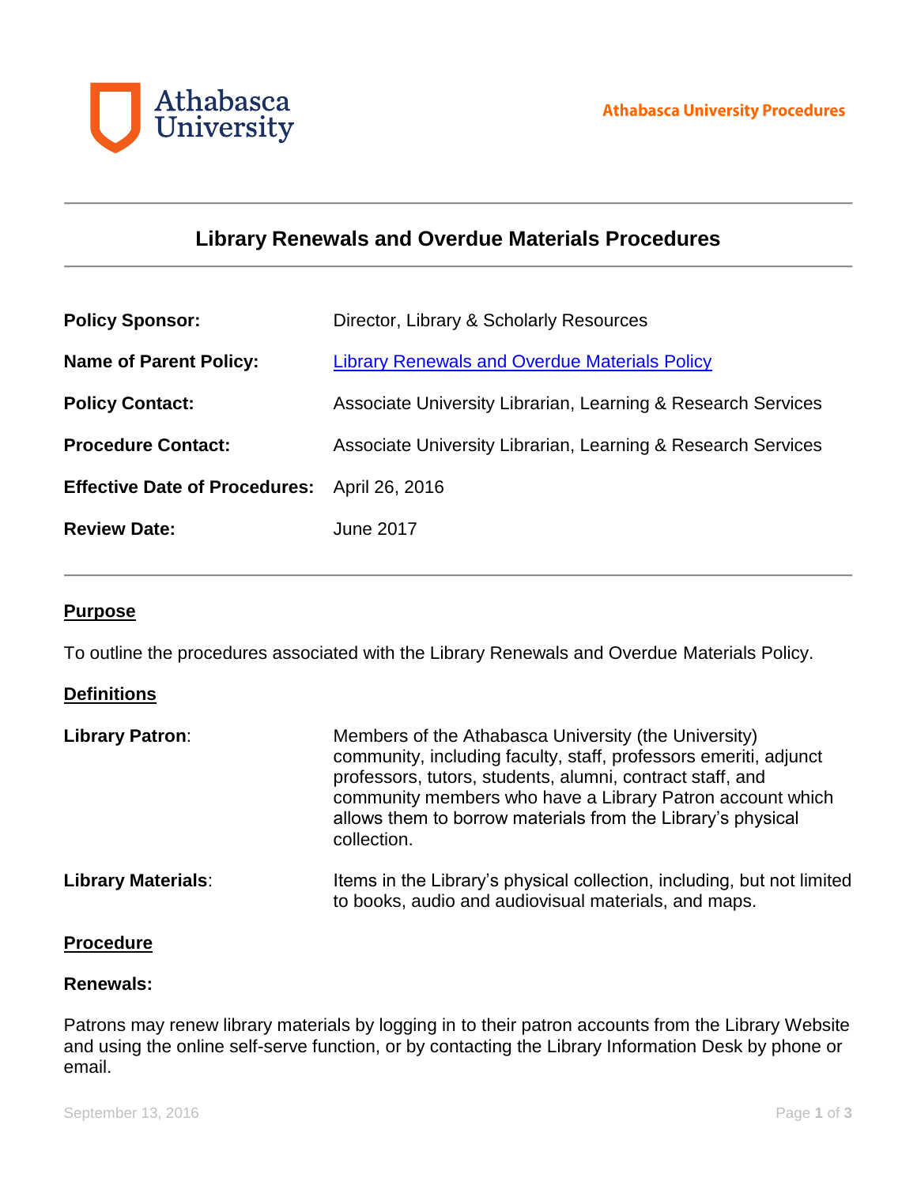Athabasca University

Athabasca University Procedures

# Library Renewals and Overdue Materials Procedures

| | |
|---|---|
| **Policy Sponsor:** | Director, Library & Scholarly Resources |
| **Name of Parent Policy:** | [Library Renewals and Overdue Materials Policy]() |
| **Policy Contact:** | Associate University Librarian, Learning & Research Services |
| **Procedure Contact:** | Associate University Librarian, Learning & Research Services |
| **Effective Date of Procedures:** | April 26, 2016 |
| **Review Date:** | June 2017 |

## Purpose

To outline the procedures associated with the Library Renewals and Overdue Materials Policy.

## Definitions

**Library Patron**: Members of the Athabasca University (the University) community, including faculty, staff, professors emeriti, adjunct professors, tutors, students, alumni, contract staff, and community members who have a Library Patron account which allows them to borrow materials from the Library's physical collection.

**Library Materials**: Items in the Library's physical collection, including, but not limited to books, audio and audiovisual materials, and maps.

## Procedure

### Renewals:

Patrons may renew library materials by logging in to their patron accounts from the Library Website and using the online self-serve function, or by contacting the Library Information Desk by phone or email.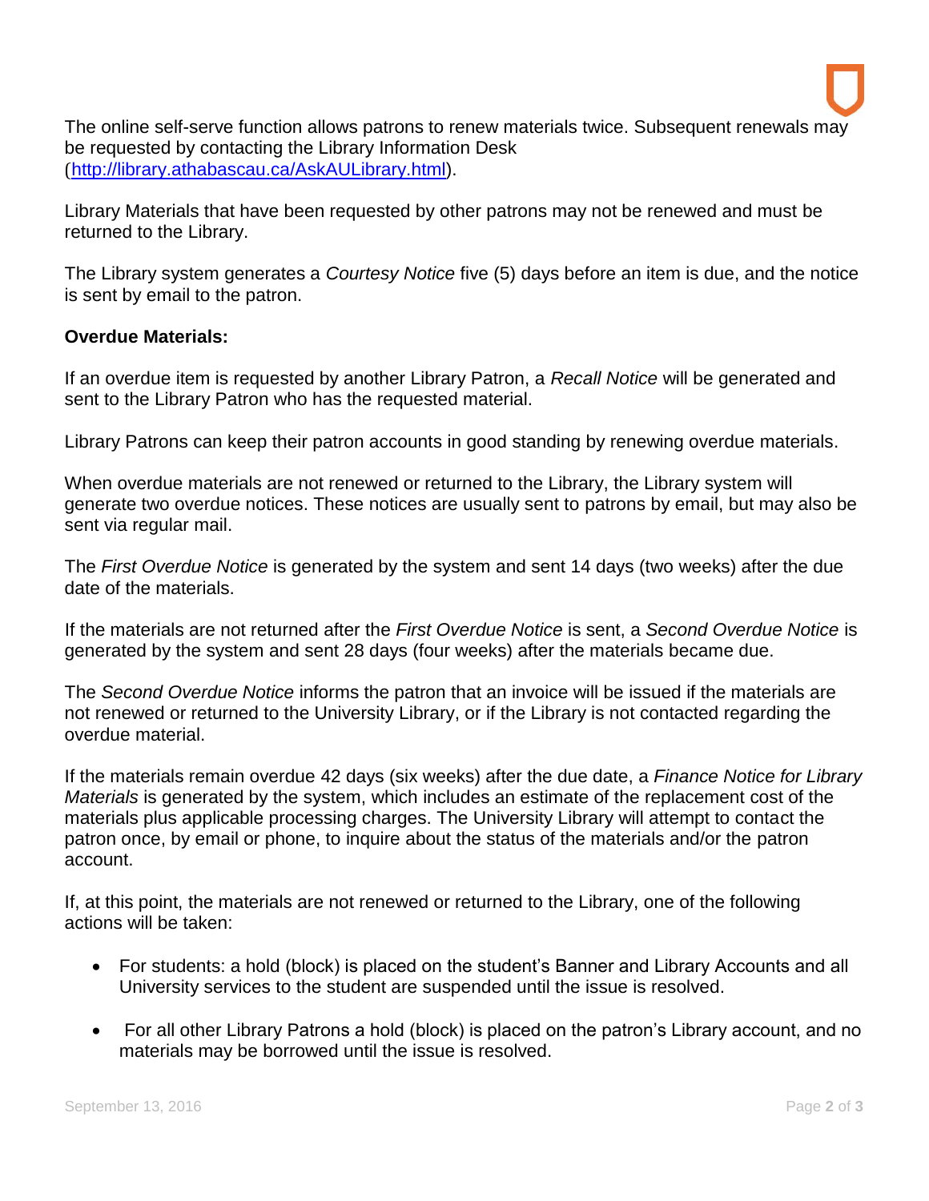The online self-serve function allows patrons to renew materials twice. Subsequent renewals may be requested by contacting the Library Information Desk (http://library.athabascau.ca/AskAULibrary.html).

Library Materials that have been requested by other patrons may not be renewed and must be returned to the Library.

The Library system generates a *Courtesy Notice* five (5) days before an item is due, and the notice is sent by email to the patron.

**Overdue Materials:**

If an overdue item is requested by another Library Patron, a *Recall Notice* will be generated and sent to the Library Patron who has the requested material.

Library Patrons can keep their patron accounts in good standing by renewing overdue materials.

When overdue materials are not renewed or returned to the Library, the Library system will generate two overdue notices. These notices are usually sent to patrons by email, but may also be sent via regular mail.

The *First Overdue Notice* is generated by the system and sent 14 days (two weeks) after the due date of the materials.

If the materials are not returned after the *First Overdue Notice* is sent, a *Second Overdue Notice* is generated by the system and sent 28 days (four weeks) after the materials became due.

The *Second Overdue Notice* informs the patron that an invoice will be issued if the materials are not renewed or returned to the University Library, or if the Library is not contacted regarding the overdue material.

If the materials remain overdue 42 days (six weeks) after the due date, a *Finance Notice for Library Materials* is generated by the system, which includes an estimate of the replacement cost of the materials plus applicable processing charges. The University Library will attempt to contact the patron once, by email or phone, to inquire about the status of the materials and/or the patron account.

If, at this point, the materials are not renewed or returned to the Library, one of the following actions will be taken:

- For students: a hold (block) is placed on the student's Banner and Library Accounts and all University services to the student are suspended until the issue is resolved.
- For all other Library Patrons a hold (block) is placed on the patron's Library account, and no materials may be borrowed until the issue is resolved.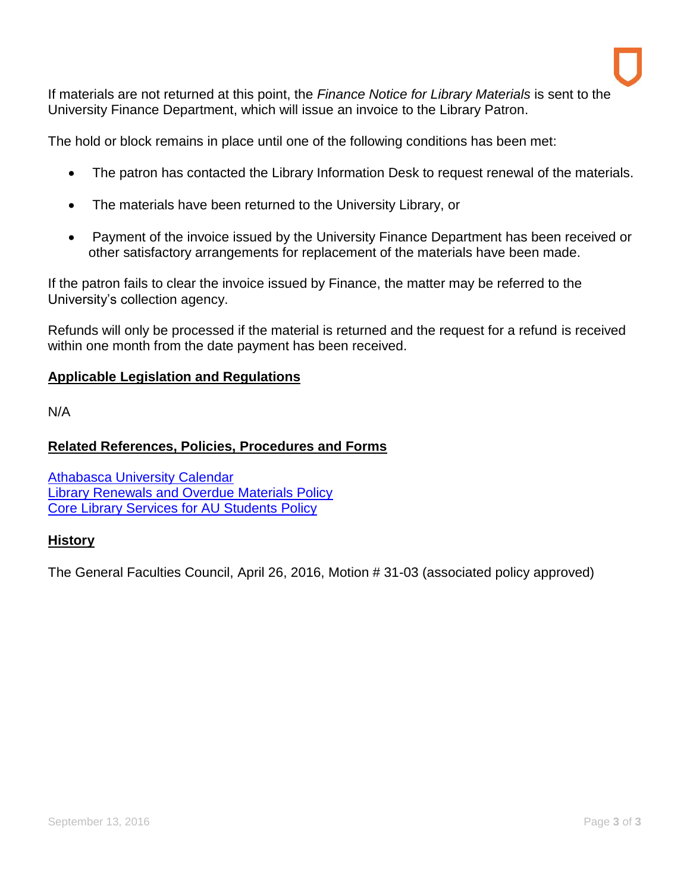If materials are not returned at this point, the *Finance Notice for Library Materials* is sent to the University Finance Department, which will issue an invoice to the Library Patron.

The hold or block remains in place until one of the following conditions has been met:

- The patron has contacted the Library Information Desk to request renewal of the materials.
- The materials have been returned to the University Library, or
- Payment of the invoice issued by the University Finance Department has been received or other satisfactory arrangements for replacement of the materials have been made.

If the patron fails to clear the invoice issued by Finance, the matter may be referred to the University's collection agency.

Refunds will only be processed if the material is returned and the request for a refund is received within one month from the date payment has been received.

## Applicable Legislation and Regulations

N/A

## Related References, Policies, Procedures and Forms

Athabasca University Calendar
Library Renewals and Overdue Materials Policy
Core Library Services for AU Students Policy

## History

The General Faculties Council, April 26, 2016, Motion # 31-03 (associated policy approved)